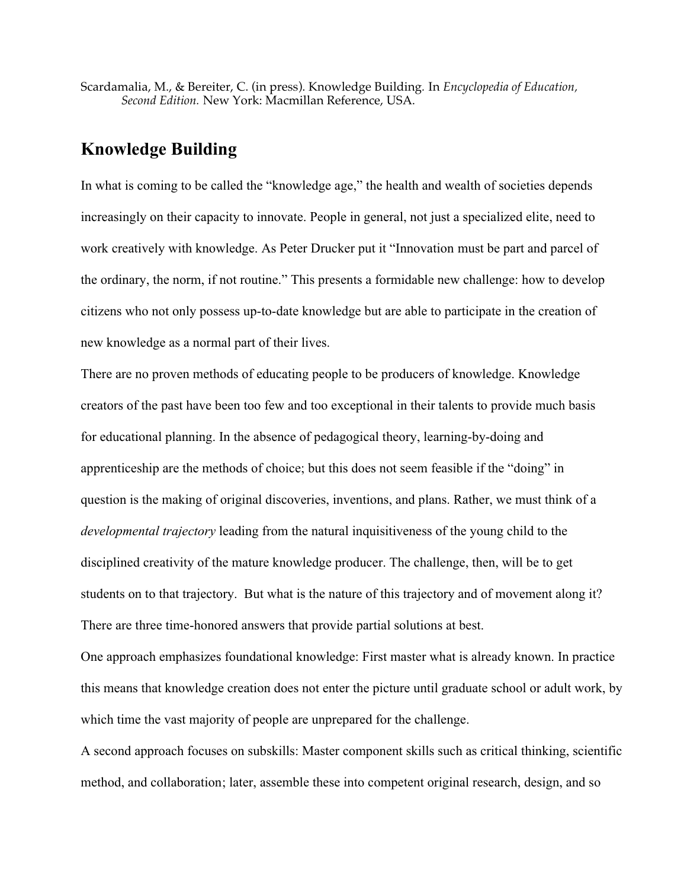Scardamalia, M., & Bereiter, C. (in press). Knowledge Building. In *Encyclopedia of Education, Second Edition.* New York: Macmillan Reference, USA.

# Knowledge Building

In what is coming to be called the "knowledge age," the health and wealth of societies depends increasingly on their capacity to innovate. People in general, not just a specialized elite, need to work creatively with knowledge. As Peter Drucker put it "Innovation must be part and parcel of the ordinary, the norm, if not routine." This presents a formidable new challenge: how to develop citizens who not only possess up-to-date knowledge but are able to participate in the creation of new knowledge as a normal part of their lives.

There are no proven methods of educating people to be producers of knowledge. Knowledge creators of the past have been too few and too exceptional in their talents to provide much basis for educational planning. In the absence of pedagogical theory, learning-by-doing and apprenticeship are the methods of choice; but this does not seem feasible if the "doing" in question is the making of original discoveries, inventions, and plans. Rather, we must think of a *developmental trajectory* leading from the natural inquisitiveness of the young child to the disciplined creativity of the mature knowledge producer. The challenge, then, will be to get students on to that trajectory. But what is the nature of this trajectory and of movement along it? There are three time-honored answers that provide partial solutions at best.

One approach emphasizes foundational knowledge: First master what is already known. In practice this means that knowledge creation does not enter the picture until graduate school or adult work, by which time the vast majority of people are unprepared for the challenge.

A second approach focuses on subskills: Master component skills such as critical thinking, scientific method, and collaboration; later, assemble these into competent original research, design, and so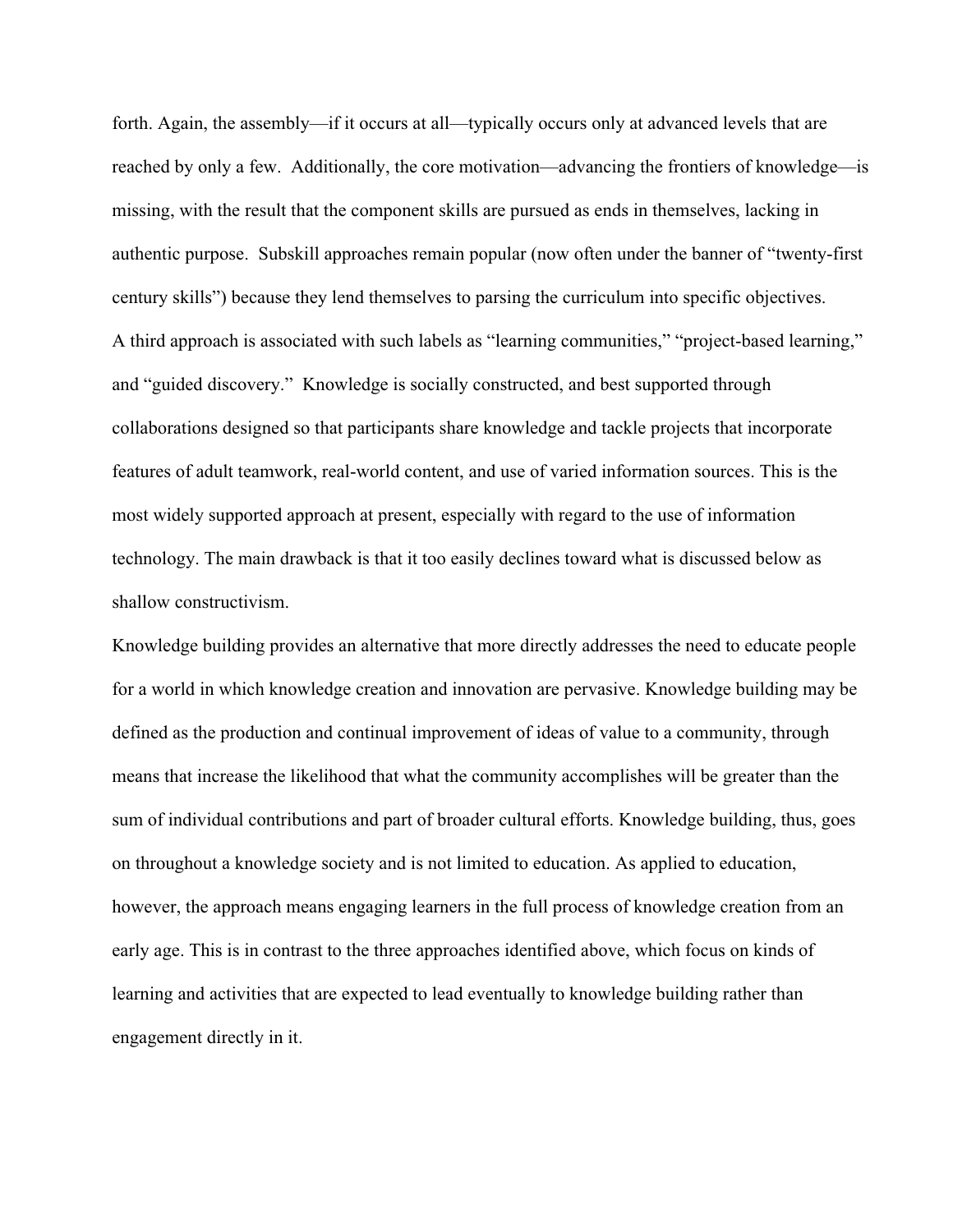forth. Again, the assembly—if it occurs at all—typically occurs only at advanced levels that are reached by only a few. Additionally, the core motivation—advancing the frontiers of knowledge—is missing, with the result that the component skills are pursued as ends in themselves, lacking in authentic purpose. Subskill approaches remain popular (now often under the banner of "twenty-first century skills") because they lend themselves to parsing the curriculum into specific objectives.

A third approach is associated with such labels as "learning communities," "project-based learning," and "guided discovery." Knowledge is socially constructed, and best supported through collaborations designed so that participants share knowledge and tackle projects that incorporate features of adult teamwork, real-world content, and use of varied information sources. This is the most widely supported approach at present, especially with regard to the use of information technology. The main drawback is that it too easily declines toward what is discussed below as shallow constructivism.

Knowledge building provides an alternative that more directly addresses the need to educate people for a world in which knowledge creation and innovation are pervasive. Knowledge building may be defined as the production and continual improvement of ideas of value to a community, through means that increase the likelihood that what the community accomplishes will be greater than the sum of individual contributions and part of broader cultural efforts. Knowledge building, thus, goes on throughout a knowledge society and is not limited to education. As applied to education, however, the approach means engaging learners in the full process of knowledge creation from an early age. This is in contrast to the three approaches identified above, which focus on kinds of learning and activities that are expected to lead eventually to knowledge building rather than engagement directly in it.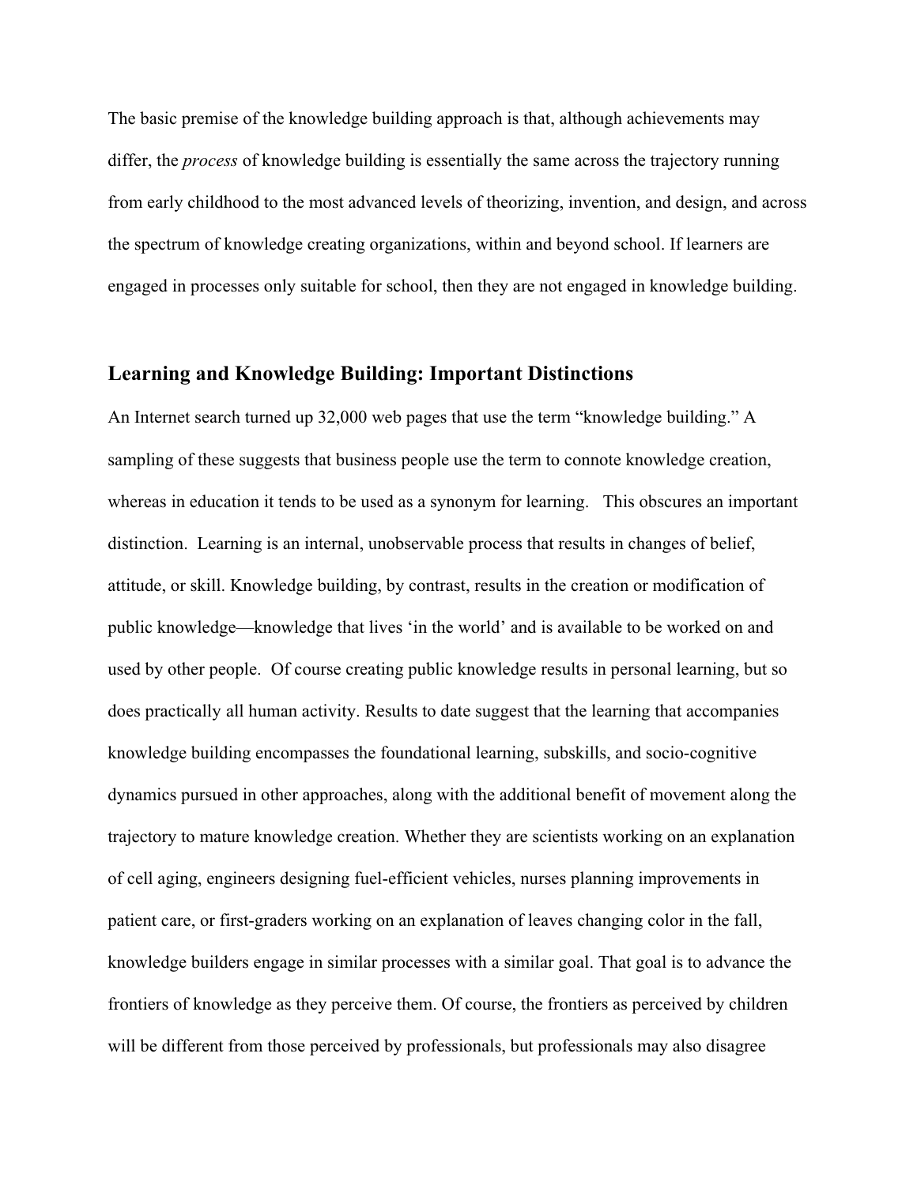The basic premise of the knowledge building approach is that, although achievements may differ, the *process* of knowledge building is essentially the same across the trajectory running from early childhood to the most advanced levels of theorizing, invention, and design, and across the spectrum of knowledge creating organizations, within and beyond school. If learners are engaged in processes only suitable for school, then they are not engaged in knowledge building.

## Learning and Knowledge Building: Important Distinctions

An Internet search turned up 32,000 web pages that use the term "knowledge building." A sampling of these suggests that business people use the term to connote knowledge creation, whereas in education it tends to be used as a synonym for learning. This obscures an important distinction. Learning is an internal, unobservable process that results in changes of belief, attitude, or skill. Knowledge building, by contrast, results in the creation or modification of public knowledge—knowledge that lives 'in the world' and is available to be worked on and used by other people. Of course creating public knowledge results in personal learning, but so does practically all human activity. Results to date suggest that the learning that accompanies knowledge building encompasses the foundational learning, subskills, and socio-cognitive dynamics pursued in other approaches, along with the additional benefit of movement along the trajectory to mature knowledge creation. Whether they are scientists working on an explanation of cell aging, engineers designing fuel-efficient vehicles, nurses planning improvements in patient care, or first-graders working on an explanation of leaves changing color in the fall, knowledge builders engage in similar processes with a similar goal. That goal is to advance the frontiers of knowledge as they perceive them. Of course, the frontiers as perceived by children will be different from those perceived by professionals, but professionals may also disagree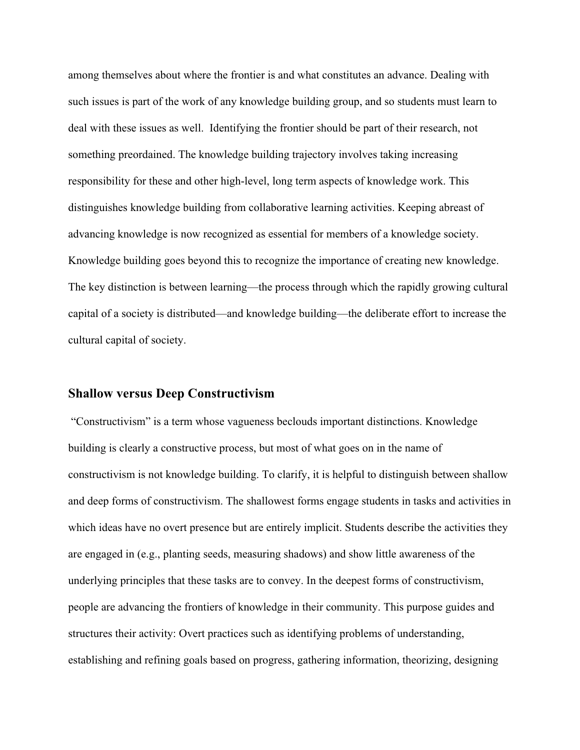among themselves about where the frontier is and what constitutes an advance. Dealing with such issues is part of the work of any knowledge building group, and so students must learn to deal with these issues as well. Identifying the frontier should be part of their research, not something preordained. The knowledge building trajectory involves taking increasing responsibility for these and other high-level, long term aspects of knowledge work. This distinguishes knowledge building from collaborative learning activities. Keeping abreast of advancing knowledge is now recognized as essential for members of a knowledge society. Knowledge building goes beyond this to recognize the importance of creating new knowledge. The key distinction is between learning—the process through which the rapidly growing cultural capital of a society is distributed—and knowledge building—the deliberate effort to increase the cultural capital of society.

## Shallow versus Deep Constructivism

"Constructivism" is a term whose vagueness beclouds important distinctions. Knowledge building is clearly a constructive process, but most of what goes on in the name of constructivism is not knowledge building. To clarify, it is helpful to distinguish between shallow and deep forms of constructivism. The shallowest forms engage students in tasks and activities in which ideas have no overt presence but are entirely implicit. Students describe the activities they are engaged in (e.g., planting seeds, measuring shadows) and show little awareness of the underlying principles that these tasks are to convey. In the deepest forms of constructivism, people are advancing the frontiers of knowledge in their community. This purpose guides and structures their activity: Overt practices such as identifying problems of understanding, establishing and refining goals based on progress, gathering information, theorizing, designing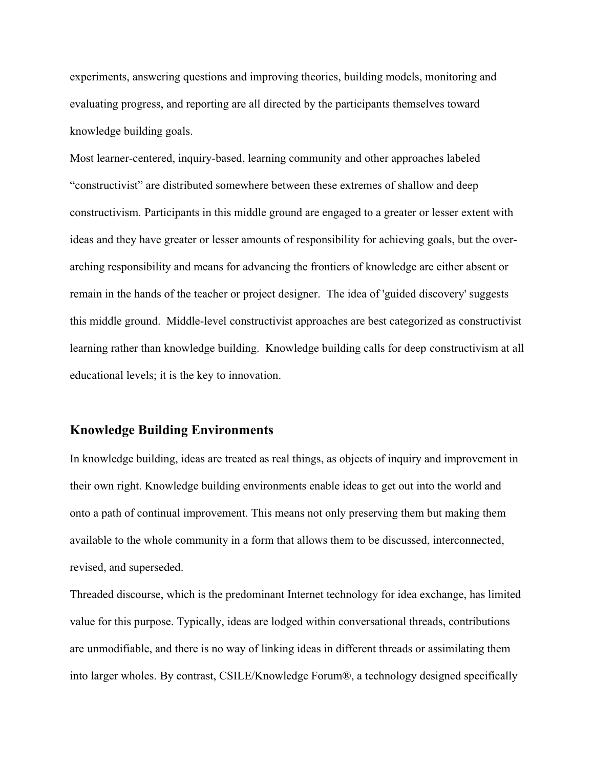experiments, answering questions and improving theories, building models, monitoring and evaluating progress, and reporting are all directed by the participants themselves toward knowledge building goals.

Most learner-centered, inquiry-based, learning community and other approaches labeled “constructivist” are distributed somewhere between these extremes of shallow and deep constructivism. Participants in this middle ground are engaged to a greater or lesser extent with ideas and they have greater or lesser amounts of responsibility for achieving goals, but the over-arching responsibility and means for advancing the frontiers of knowledge are either absent or remain in the hands of the teacher or project designer. The idea of 'guided discovery' suggests this middle ground. Middle-level constructivist approaches are best categorized as constructivist learning rather than knowledge building. Knowledge building calls for deep constructivism at all educational levels; it is the key to innovation.

## Knowledge Building Environments

In knowledge building, ideas are treated as real things, as objects of inquiry and improvement in their own right. Knowledge building environments enable ideas to get out into the world and onto a path of continual improvement. This means not only preserving them but making them available to the whole community in a form that allows them to be discussed, interconnected, revised, and superseded.

Threaded discourse, which is the predominant Internet technology for idea exchange, has limited value for this purpose. Typically, ideas are lodged within conversational threads, contributions are unmodifiable, and there is no way of linking ideas in different threads or assimilating them into larger wholes. By contrast, CSILE/Knowledge Forum®, a technology designed specifically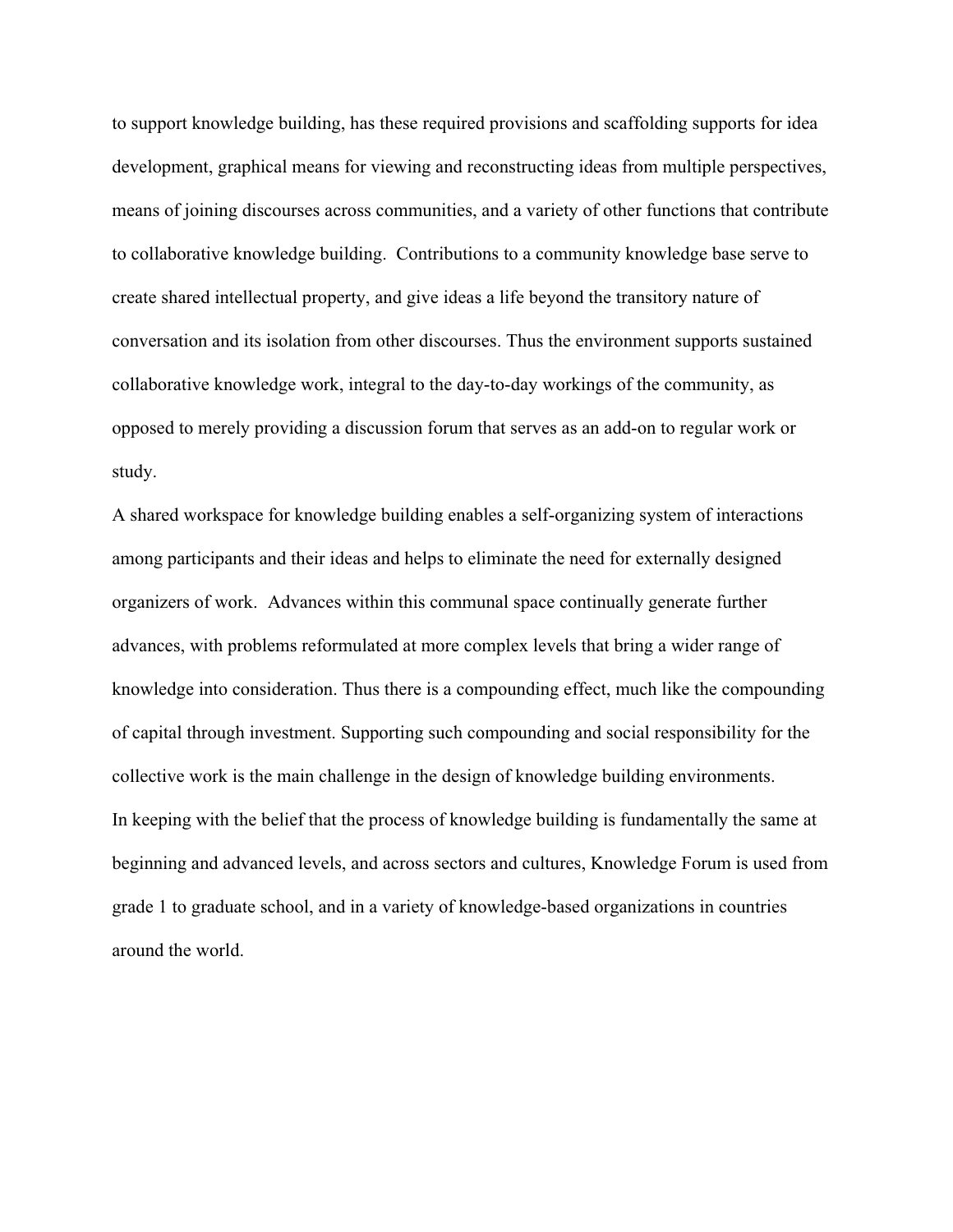to support knowledge building, has these required provisions and scaffolding supports for idea development, graphical means for viewing and reconstructing ideas from multiple perspectives, means of joining discourses across communities, and a variety of other functions that contribute to collaborative knowledge building. Contributions to a community knowledge base serve to create shared intellectual property, and give ideas a life beyond the transitory nature of conversation and its isolation from other discourses. Thus the environment supports sustained collaborative knowledge work, integral to the day-to-day workings of the community, as opposed to merely providing a discussion forum that serves as an add-on to regular work or study.

A shared workspace for knowledge building enables a self-organizing system of interactions among participants and their ideas and helps to eliminate the need for externally designed organizers of work. Advances within this communal space continually generate further advances, with problems reformulated at more complex levels that bring a wider range of knowledge into consideration. Thus there is a compounding effect, much like the compounding of capital through investment. Supporting such compounding and social responsibility for the collective work is the main challenge in the design of knowledge building environments.

In keeping with the belief that the process of knowledge building is fundamentally the same at beginning and advanced levels, and across sectors and cultures, Knowledge Forum is used from grade 1 to graduate school, and in a variety of knowledge-based organizations in countries around the world.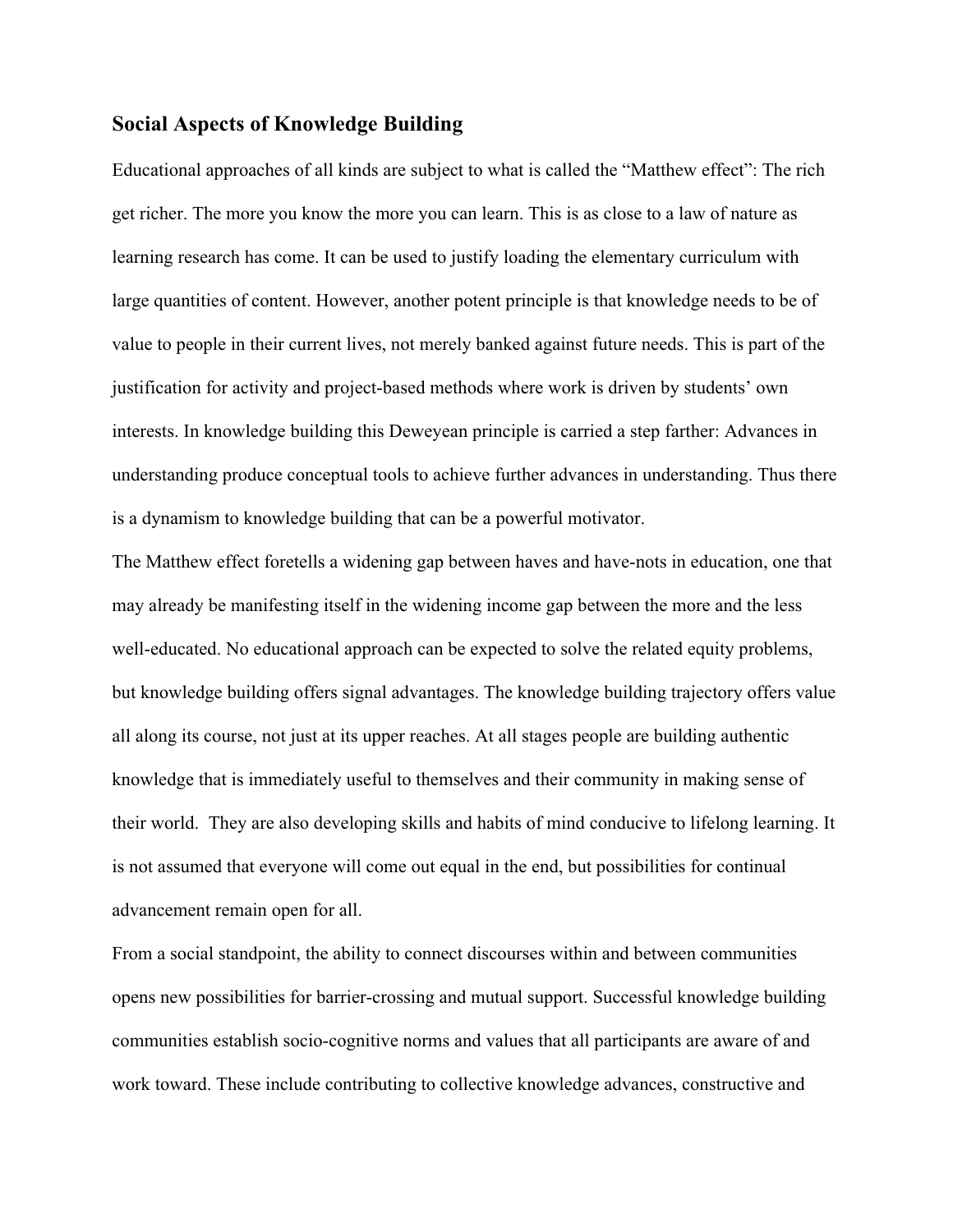## Social Aspects of Knowledge Building

Educational approaches of all kinds are subject to what is called the "Matthew effect": The rich get richer. The more you know the more you can learn. This is as close to a law of nature as learning research has come. It can be used to justify loading the elementary curriculum with large quantities of content. However, another potent principle is that knowledge needs to be of value to people in their current lives, not merely banked against future needs. This is part of the justification for activity and project-based methods where work is driven by students' own interests. In knowledge building this Deweyean principle is carried a step farther: Advances in understanding produce conceptual tools to achieve further advances in understanding. Thus there is a dynamism to knowledge building that can be a powerful motivator.

The Matthew effect foretells a widening gap between haves and have-nots in education, one that may already be manifesting itself in the widening income gap between the more and the less well-educated. No educational approach can be expected to solve the related equity problems, but knowledge building offers signal advantages. The knowledge building trajectory offers value all along its course, not just at its upper reaches. At all stages people are building authentic knowledge that is immediately useful to themselves and their community in making sense of their world. They are also developing skills and habits of mind conducive to lifelong learning. It is not assumed that everyone will come out equal in the end, but possibilities for continual advancement remain open for all.

From a social standpoint, the ability to connect discourses within and between communities opens new possibilities for barrier-crossing and mutual support. Successful knowledge building communities establish socio-cognitive norms and values that all participants are aware of and work toward. These include contributing to collective knowledge advances, constructive and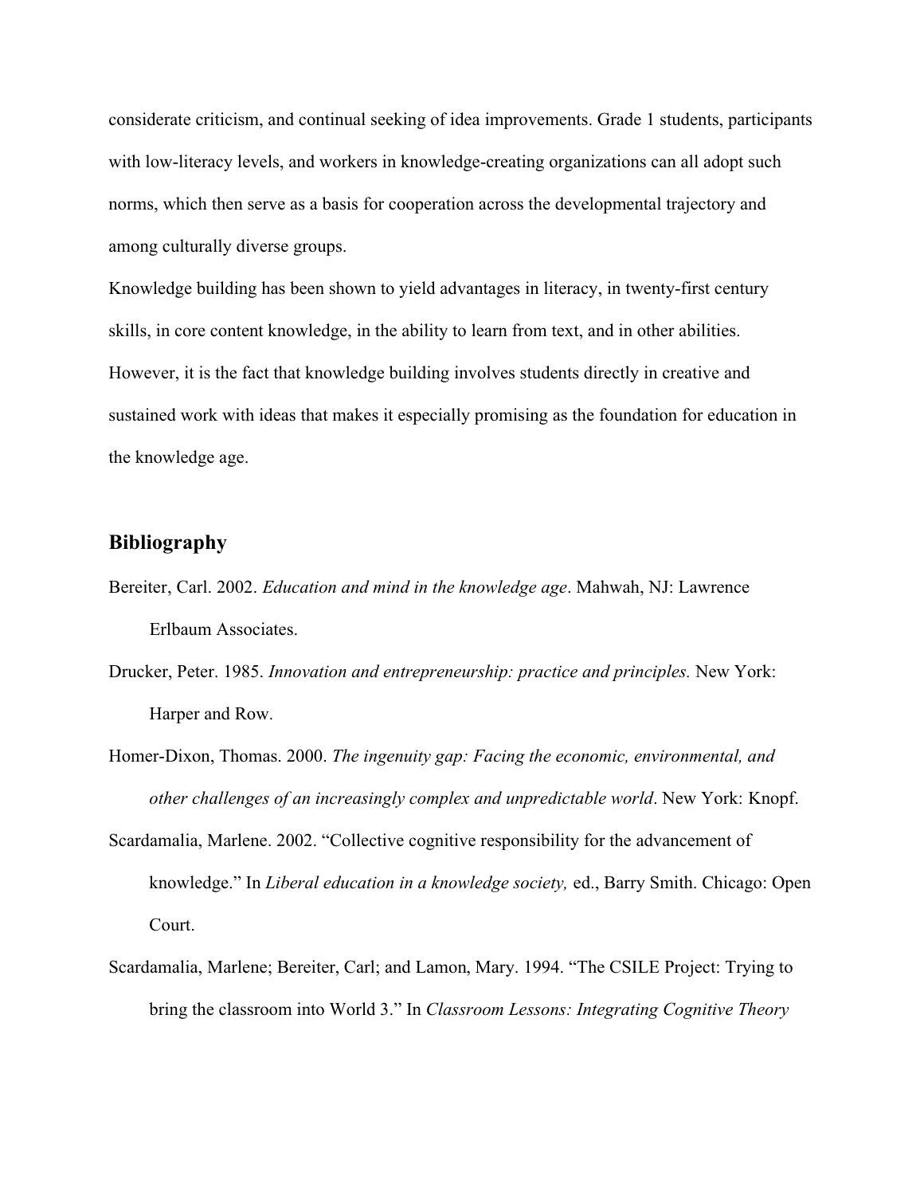considerate criticism, and continual seeking of idea improvements. Grade 1 students, participants with low-literacy levels, and workers in knowledge-creating organizations can all adopt such norms, which then serve as a basis for cooperation across the developmental trajectory and among culturally diverse groups.

Knowledge building has been shown to yield advantages in literacy, in twenty-first century skills, in core content knowledge, in the ability to learn from text, and in other abilities. However, it is the fact that knowledge building involves students directly in creative and sustained work with ideas that makes it especially promising as the foundation for education in the knowledge age.

## Bibliography

Bereiter, Carl. 2002. *Education and mind in the knowledge age*. Mahwah, NJ: Lawrence Erlbaum Associates.

Drucker, Peter. 1985. *Innovation and entrepreneurship: practice and principles.* New York: Harper and Row.

Homer-Dixon, Thomas. 2000. *The ingenuity gap: Facing the economic, environmental, and other challenges of an increasingly complex and unpredictable world*. New York: Knopf.

Scardamalia, Marlene. 2002. "Collective cognitive responsibility for the advancement of knowledge." In *Liberal education in a knowledge society,* ed., Barry Smith. Chicago: Open Court.

Scardamalia, Marlene; Bereiter, Carl; and Lamon, Mary. 1994. "The CSILE Project: Trying to bring the classroom into World 3." In *Classroom Lessons: Integrating Cognitive Theory*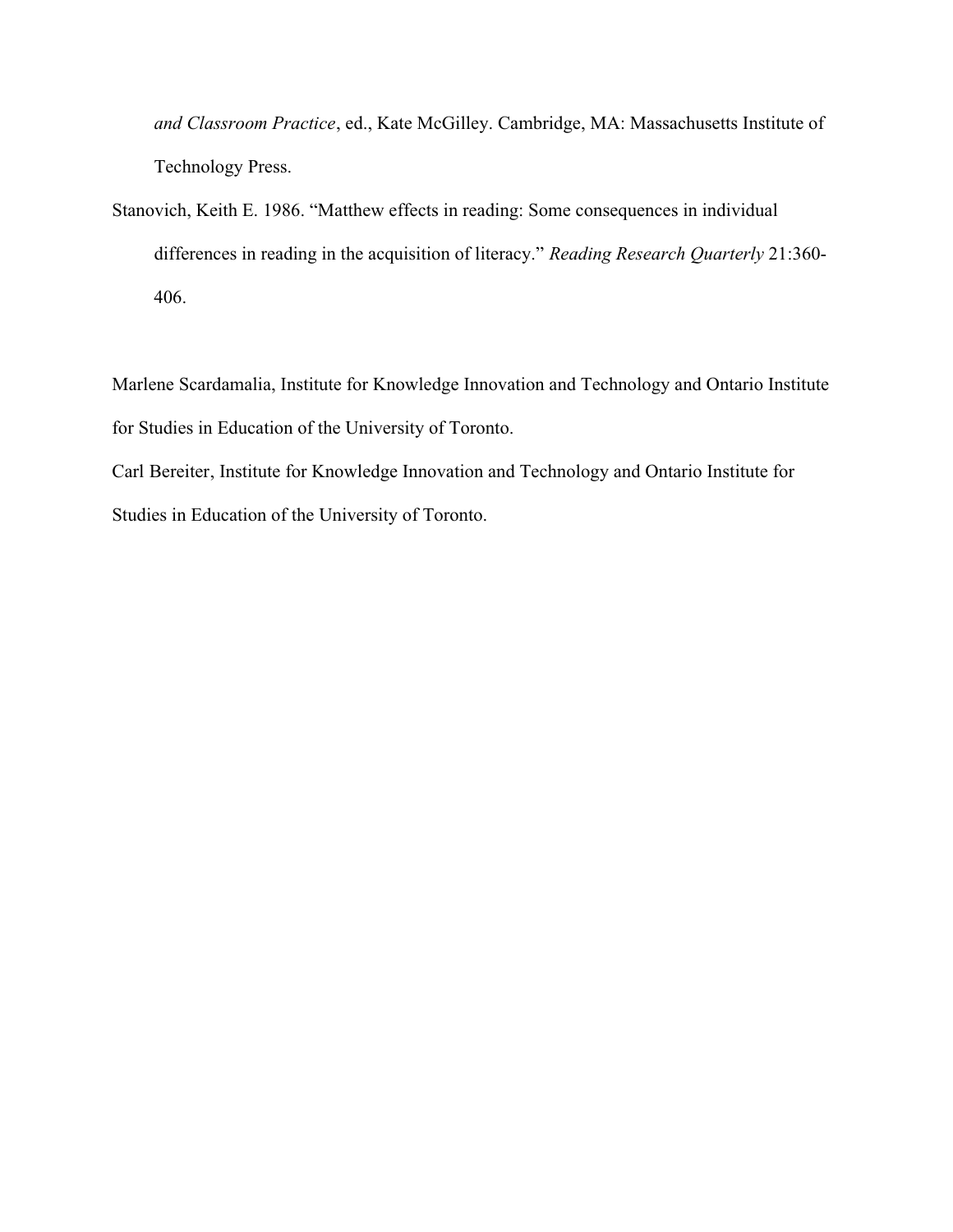*and Classroom Practice*, ed., Kate McGilley. Cambridge, MA: Massachusetts Institute of Technology Press.

Stanovich, Keith E. 1986. "Matthew effects in reading: Some consequences in individual differences in reading in the acquisition of literacy." *Reading Research Quarterly* 21:360-406.

Marlene Scardamalia, Institute for Knowledge Innovation and Technology and Ontario Institute for Studies in Education of the University of Toronto.

Carl Bereiter, Institute for Knowledge Innovation and Technology and Ontario Institute for Studies in Education of the University of Toronto.